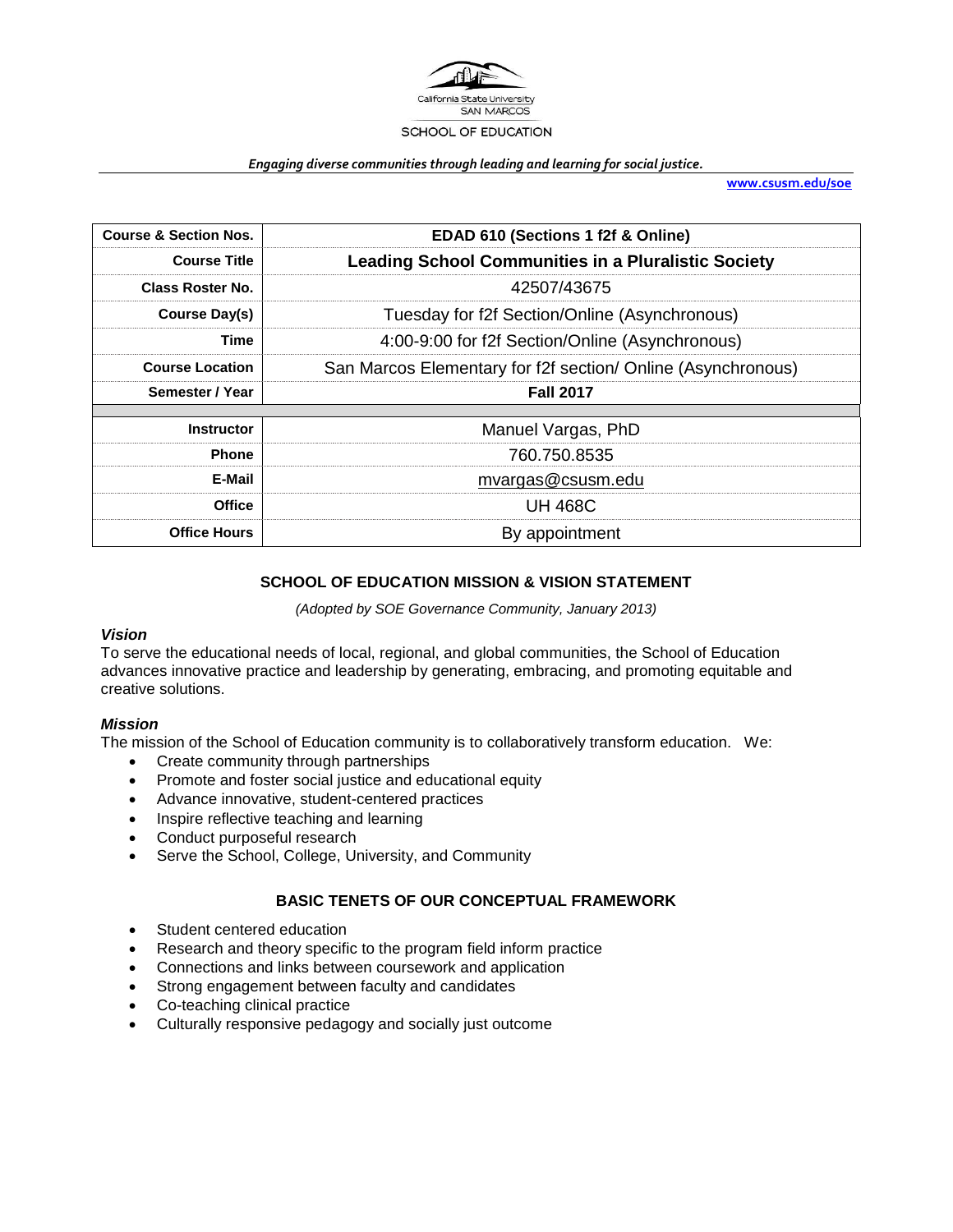California State University SAN MARCOS

SCHOOL OF EDUCATION

*Engaging diverse communities through leading and learning for social justice.*

**www.csusm.edu/soe**

| Course & Section Nos. | EDAD 610 (Sections 1 f2f & Online) |
|---|---|
| Course Title | Leading School Communities in a Pluralistic Society |
| Class Roster No. | 42507/43675 |
| Course Day(s) | Tuesday for f2f Section/Online (Asynchronous) |
| Time | 4:00-9:00 for f2f Section/Online (Asynchronous) |
| Course Location | San Marcos Elementary for f2f section/ Online (Asynchronous) |
| Semester / Year | Fall 2017 |
| | |
| Instructor | Manuel Vargas, PhD |
| Phone | 760.750.8535 |
| E-Mail | mvargas@csusm.edu |
| Office | UH 468C |
| Office Hours | By appointment |

## SCHOOL OF EDUCATION MISSION & VISION STATEMENT

*(Adopted by SOE Governance Community, January 2013)*

### *Vision*

To serve the educational needs of local, regional, and global communities, the School of Education advances innovative practice and leadership by generating, embracing, and promoting equitable and creative solutions.

### *Mission*

The mission of the School of Education community is to collaboratively transform education. We:

- Create community through partnerships
- Promote and foster social justice and educational equity
- Advance innovative, student-centered practices
- Inspire reflective teaching and learning
- Conduct purposeful research
- Serve the School, College, University, and Community

## BASIC TENETS OF OUR CONCEPTUAL FRAMEWORK

- Student centered education
- Research and theory specific to the program field inform practice
- Connections and links between coursework and application
- Strong engagement between faculty and candidates
- Co-teaching clinical practice
- Culturally responsive pedagogy and socially just outcome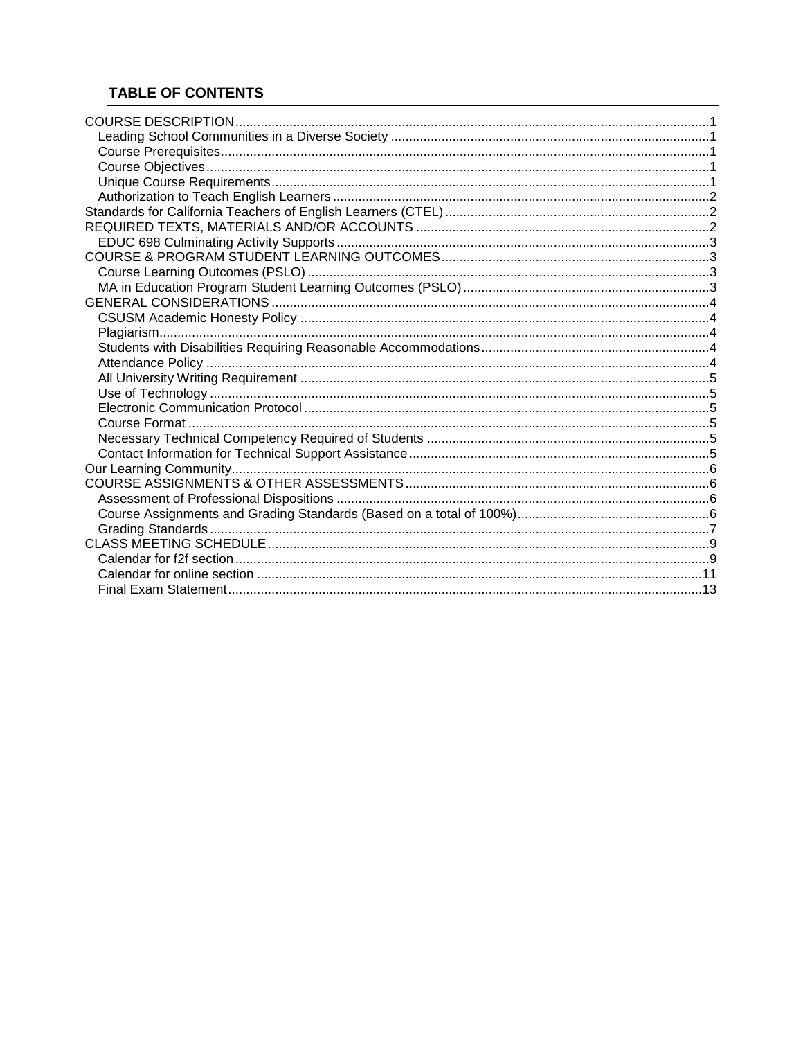## TABLE OF CONTENTS

- COURSE DESCRIPTION....1
  - Leading School Communities in a Diverse Society....1
  - Course Prerequisites....1
  - Course Objectives....1
  - Unique Course Requirements....1
  - Authorization to Teach English Learners....2
- Standards for California Teachers of English Learners (CTEL)....2
- REQUIRED TEXTS, MATERIALS AND/OR ACCOUNTS....2
  - EDUC 698 Culminating Activity Supports....3
- COURSE & PROGRAM STUDENT LEARNING OUTCOMES....3
  - Course Learning Outcomes (PSLO)....3
  - MA in Education Program Student Learning Outcomes (PSLO)....3
- GENERAL CONSIDERATIONS....4
  - CSUSM Academic Honesty Policy....4
  - Plagiarism....4
  - Students with Disabilities Requiring Reasonable Accommodations....4
  - Attendance Policy....4
  - All University Writing Requirement....5
  - Use of Technology....5
  - Electronic Communication Protocol....5
  - Course Format....5
  - Necessary Technical Competency Required of Students....5
  - Contact Information for Technical Support Assistance....5
- Our Learning Community....6
- COURSE ASSIGNMENTS & OTHER ASSESSMENTS....6
  - Assessment of Professional Dispositions....6
  - Course Assignments and Grading Standards (Based on a total of 100%)....6
  - Grading Standards....7
- CLASS MEETING SCHEDULE....9
  - Calendar for f2f section....9
  - Calendar for online section....11
  - Final Exam Statement....13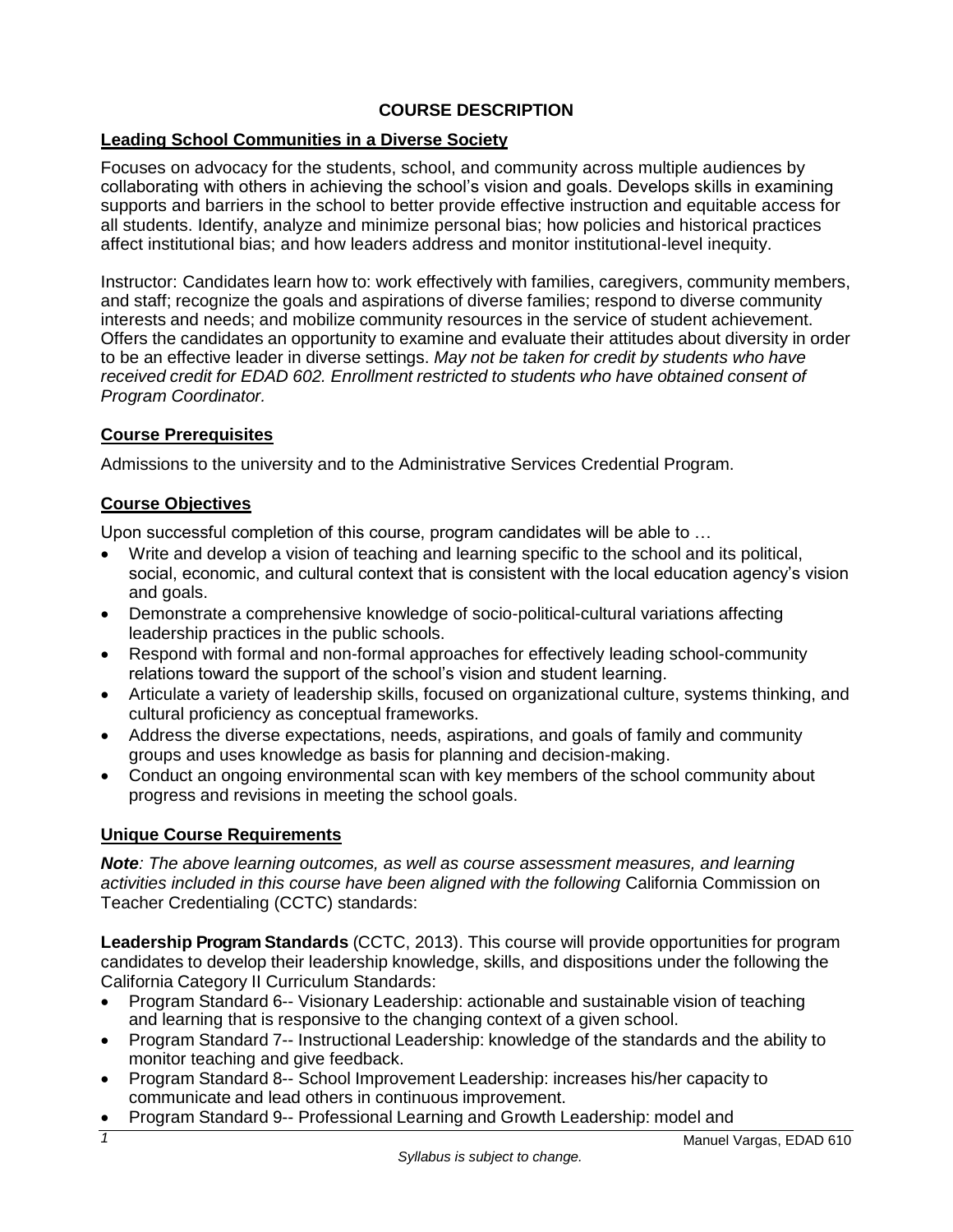# COURSE DESCRIPTION

## Leading School Communities in a Diverse Society

Focuses on advocacy for the students, school, and community across multiple audiences by collaborating with others in achieving the school's vision and goals. Develops skills in examining supports and barriers in the school to better provide effective instruction and equitable access for all students. Identify, analyze and minimize personal bias; how policies and historical practices affect institutional bias; and how leaders address and monitor institutional-level inequity.

Instructor: Candidates learn how to: work effectively with families, caregivers, community members, and staff; recognize the goals and aspirations of diverse families; respond to diverse community interests and needs; and mobilize community resources in the service of student achievement. Offers the candidates an opportunity to examine and evaluate their attitudes about diversity in order to be an effective leader in diverse settings. *May not be taken for credit by students who have received credit for EDAD 602. Enrollment restricted to students who have obtained consent of Program Coordinator.*

## Course Prerequisites

Admissions to the university and to the Administrative Services Credential Program.

## Course Objectives

Upon successful completion of this course, program candidates will be able to …

- Write and develop a vision of teaching and learning specific to the school and its political, social, economic, and cultural context that is consistent with the local education agency's vision and goals.
- Demonstrate a comprehensive knowledge of socio-political-cultural variations affecting leadership practices in the public schools.
- Respond with formal and non-formal approaches for effectively leading school-community relations toward the support of the school's vision and student learning.
- Articulate a variety of leadership skills, focused on organizational culture, systems thinking, and cultural proficiency as conceptual frameworks.
- Address the diverse expectations, needs, aspirations, and goals of family and community groups and uses knowledge as basis for planning and decision-making.
- Conduct an ongoing environmental scan with key members of the school community about progress and revisions in meeting the school goals.

## Unique Course Requirements

***Note**: The above learning outcomes, as well as course assessment measures, and learning activities included in this course have been aligned with the following* California Commission on Teacher Credentialing (CCTC) standards:

**Leadership Program Standards** (CCTC, 2013). This course will provide opportunities for program candidates to develop their leadership knowledge, skills, and dispositions under the following the California Category II Curriculum Standards:

- Program Standard 6-- Visionary Leadership: actionable and sustainable vision of teaching and learning that is responsive to the changing context of a given school.
- Program Standard 7-- Instructional Leadership: knowledge of the standards and the ability to monitor teaching and give feedback.
- Program Standard 8-- School Improvement Leadership: increases his/her capacity to communicate and lead others in continuous improvement.
- Program Standard 9-- Professional Learning and Growth Leadership: model and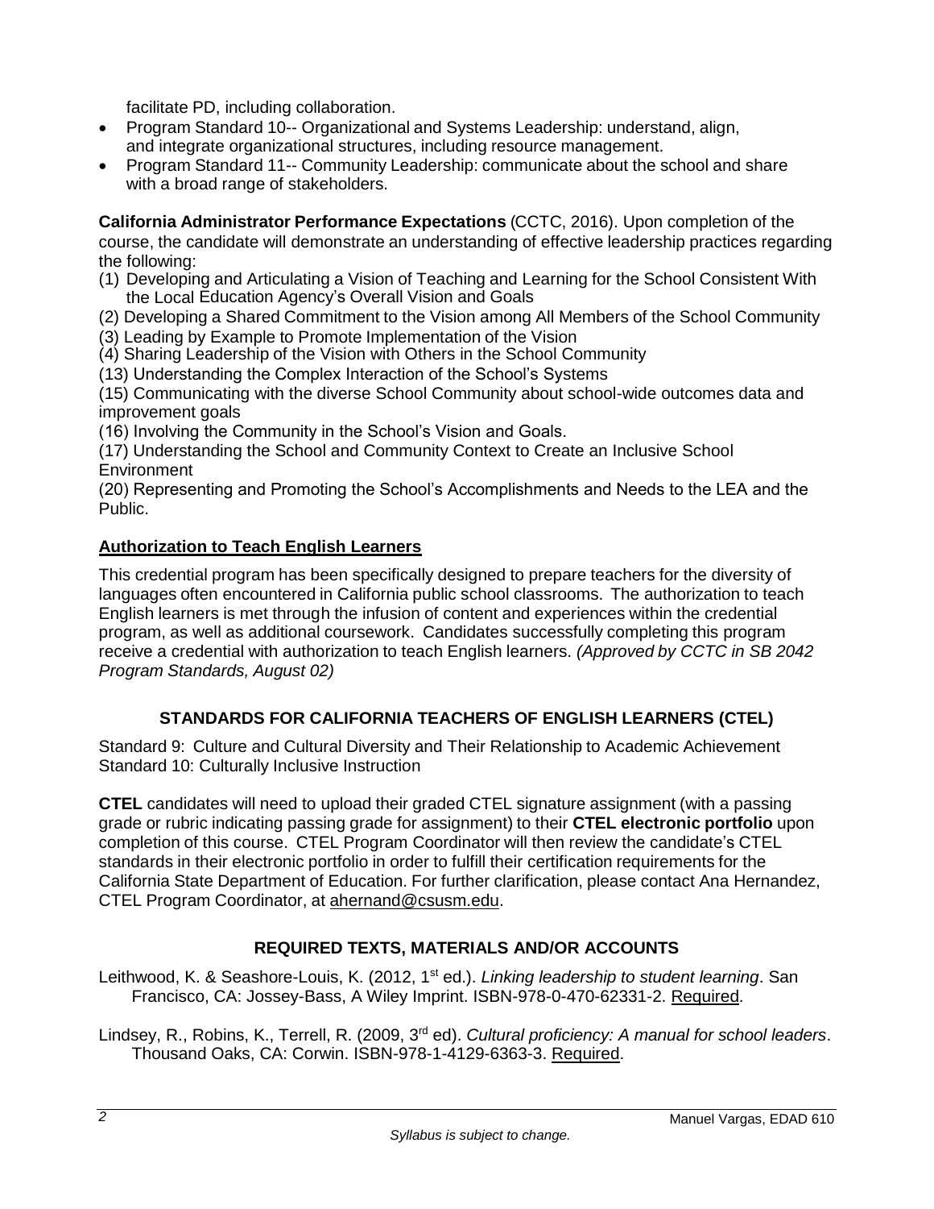facilitate PD, including collaboration.

- Program Standard 10-- Organizational and Systems Leadership: understand, align, and integrate organizational structures, including resource management.
- Program Standard 11-- Community Leadership: communicate about the school and share with a broad range of stakeholders.

**California Administrator Performance Expectations** (CCTC, 2016). Upon completion of the course, the candidate will demonstrate an understanding of effective leadership practices regarding the following:

(1) Developing and Articulating a Vision of Teaching and Learning for the School Consistent With the Local Education Agency's Overall Vision and Goals
(2) Developing a Shared Commitment to the Vision among All Members of the School Community
(3) Leading by Example to Promote Implementation of the Vision
(4) Sharing Leadership of the Vision with Others in the School Community
(13) Understanding the Complex Interaction of the School's Systems
(15) Communicating with the diverse School Community about school-wide outcomes data and improvement goals
(16) Involving the Community in the School's Vision and Goals.
(17) Understanding the School and Community Context to Create an Inclusive School Environment
(20) Representing and Promoting the School's Accomplishments and Needs to the LEA and the Public.

## Authorization to Teach English Learners

This credential program has been specifically designed to prepare teachers for the diversity of languages often encountered in California public school classrooms. The authorization to teach English learners is met through the infusion of content and experiences within the credential program, as well as additional coursework. Candidates successfully completing this program receive a credential with authorization to teach English learners. *(Approved by CCTC in SB 2042 Program Standards, August 02)*

## STANDARDS FOR CALIFORNIA TEACHERS OF ENGLISH LEARNERS (CTEL)

Standard 9: Culture and Cultural Diversity and Their Relationship to Academic Achievement
Standard 10: Culturally Inclusive Instruction

**CTEL** candidates will need to upload their graded CTEL signature assignment (with a passing grade or rubric indicating passing grade for assignment) to their **CTEL electronic portfolio** upon completion of this course. CTEL Program Coordinator will then review the candidate's CTEL standards in their electronic portfolio in order to fulfill their certification requirements for the California State Department of Education. For further clarification, please contact Ana Hernandez, CTEL Program Coordinator, at ahernand@csusm.edu.

## REQUIRED TEXTS, MATERIALS AND/OR ACCOUNTS

Leithwood, K. & Seashore-Louis, K. (2012, 1st ed.). *Linking leadership to student learning*. San Francisco, CA: Jossey-Bass, A Wiley Imprint. ISBN-978-0-470-62331-2. Required.

Lindsey, R., Robins, K., Terrell, R. (2009, 3rd ed). *Cultural proficiency: A manual for school leaders*. Thousand Oaks, CA: Corwin. ISBN-978-1-4129-6363-3. Required.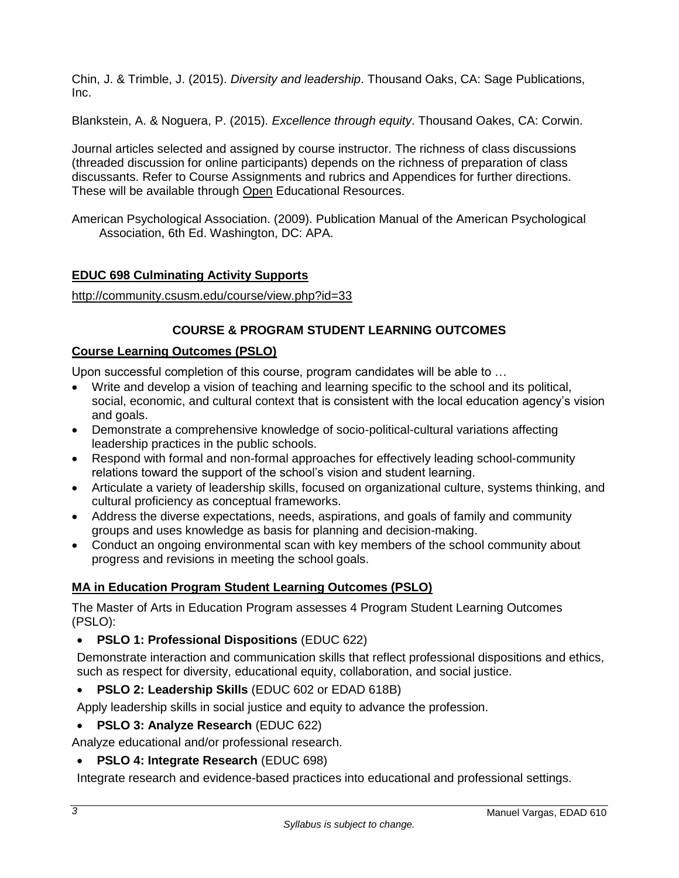Chin, J. & Trimble, J. (2015). *Diversity and leadership*. Thousand Oaks, CA: Sage Publications, Inc.

Blankstein, A. & Noguera, P. (2015). *Excellence through equity*. Thousand Oakes, CA: Corwin.

Journal articles selected and assigned by course instructor. The richness of class discussions (threaded discussion for online participants) depends on the richness of preparation of class discussants. Refer to Course Assignments and rubrics and Appendices for further directions. These will be available through Open Educational Resources.

American Psychological Association. (2009). Publication Manual of the American Psychological Association, 6th Ed. Washington, DC: APA.

## EDUC 698 Culminating Activity Supports

http://community.csusm.edu/course/view.php?id=33

## COURSE & PROGRAM STUDENT LEARNING OUTCOMES

### Course Learning Outcomes (PSLO)

Upon successful completion of this course, program candidates will be able to …

- Write and develop a vision of teaching and learning specific to the school and its political, social, economic, and cultural context that is consistent with the local education agency's vision and goals.
- Demonstrate a comprehensive knowledge of socio-political-cultural variations affecting leadership practices in the public schools.
- Respond with formal and non-formal approaches for effectively leading school-community relations toward the support of the school's vision and student learning.
- Articulate a variety of leadership skills, focused on organizational culture, systems thinking, and cultural proficiency as conceptual frameworks.
- Address the diverse expectations, needs, aspirations, and goals of family and community groups and uses knowledge as basis for planning and decision-making.
- Conduct an ongoing environmental scan with key members of the school community about progress and revisions in meeting the school goals.

### MA in Education Program Student Learning Outcomes (PSLO)

The Master of Arts in Education Program assesses 4 Program Student Learning Outcomes (PSLO):

- **PSLO 1: Professional Dispositions** (EDUC 622)

  Demonstrate interaction and communication skills that reflect professional dispositions and ethics, such as respect for diversity, educational equity, collaboration, and social justice.

- **PSLO 2: Leadership Skills** (EDUC 602 or EDAD 618B)

  Apply leadership skills in social justice and equity to advance the profession.

- **PSLO 3: Analyze Research** (EDUC 622)

  Analyze educational and/or professional research.

- **PSLO 4: Integrate Research** (EDUC 698)

  Integrate research and evidence-based practices into educational and professional settings.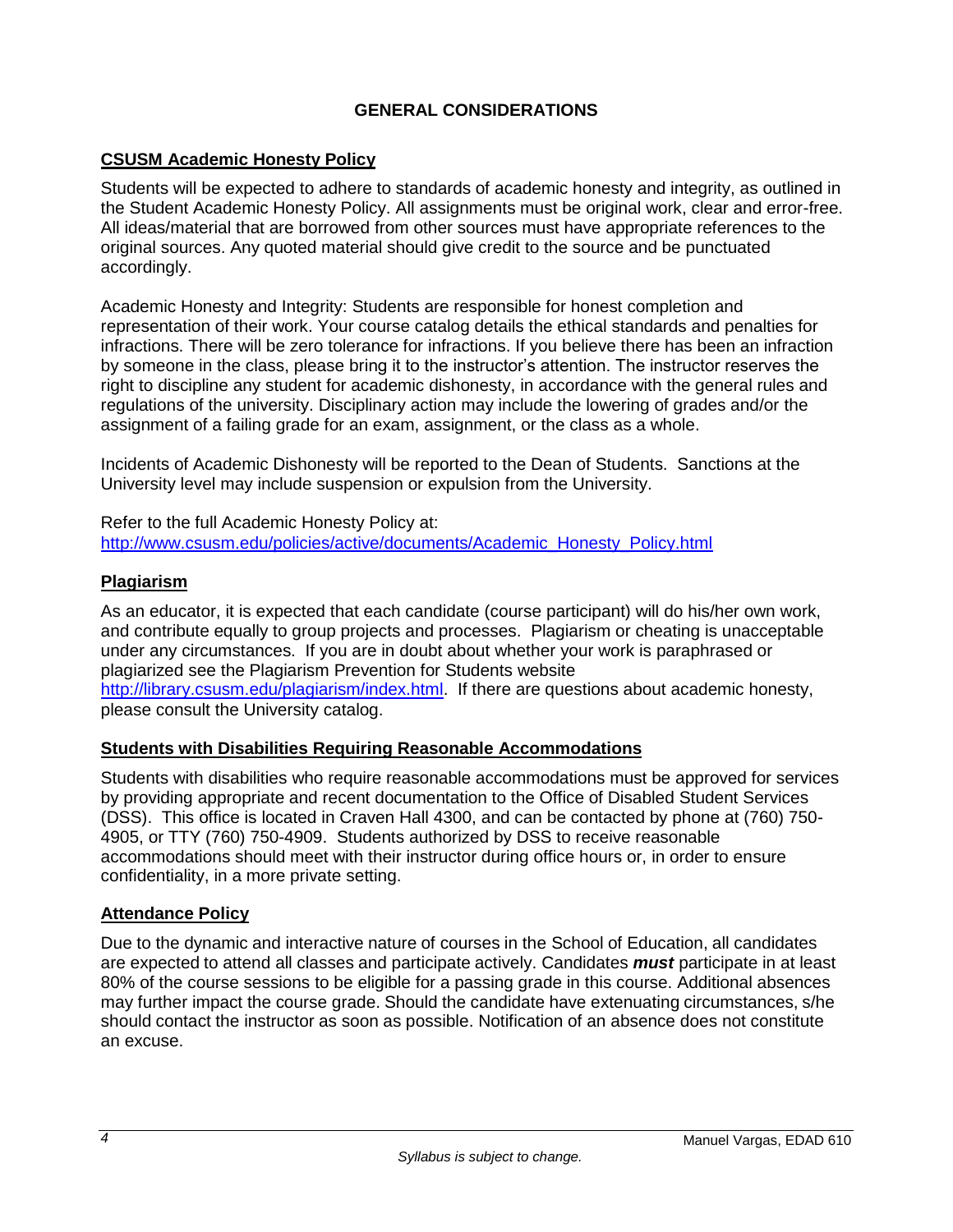## GENERAL CONSIDERATIONS

### CSUSM Academic Honesty Policy

Students will be expected to adhere to standards of academic honesty and integrity, as outlined in the Student Academic Honesty Policy. All assignments must be original work, clear and error-free. All ideas/material that are borrowed from other sources must have appropriate references to the original sources. Any quoted material should give credit to the source and be punctuated accordingly.

Academic Honesty and Integrity: Students are responsible for honest completion and representation of their work. Your course catalog details the ethical standards and penalties for infractions. There will be zero tolerance for infractions. If you believe there has been an infraction by someone in the class, please bring it to the instructor's attention. The instructor reserves the right to discipline any student for academic dishonesty, in accordance with the general rules and regulations of the university. Disciplinary action may include the lowering of grades and/or the assignment of a failing grade for an exam, assignment, or the class as a whole.

Incidents of Academic Dishonesty will be reported to the Dean of Students. Sanctions at the University level may include suspension or expulsion from the University.

Refer to the full Academic Honesty Policy at:
http://www.csusm.edu/policies/active/documents/Academic_Honesty_Policy.html

### Plagiarism

As an educator, it is expected that each candidate (course participant) will do his/her own work, and contribute equally to group projects and processes. Plagiarism or cheating is unacceptable under any circumstances. If you are in doubt about whether your work is paraphrased or plagiarized see the Plagiarism Prevention for Students website http://library.csusm.edu/plagiarism/index.html. If there are questions about academic honesty, please consult the University catalog.

### Students with Disabilities Requiring Reasonable Accommodations

Students with disabilities who require reasonable accommodations must be approved for services by providing appropriate and recent documentation to the Office of Disabled Student Services (DSS). This office is located in Craven Hall 4300, and can be contacted by phone at (760) 750-4905, or TTY (760) 750-4909. Students authorized by DSS to receive reasonable accommodations should meet with their instructor during office hours or, in order to ensure confidentiality, in a more private setting.

### Attendance Policy

Due to the dynamic and interactive nature of courses in the School of Education, all candidates are expected to attend all classes and participate actively. Candidates ***must*** participate in at least 80% of the course sessions to be eligible for a passing grade in this course. Additional absences may further impact the course grade. Should the candidate have extenuating circumstances, s/he should contact the instructor as soon as possible. Notification of an absence does not constitute an excuse.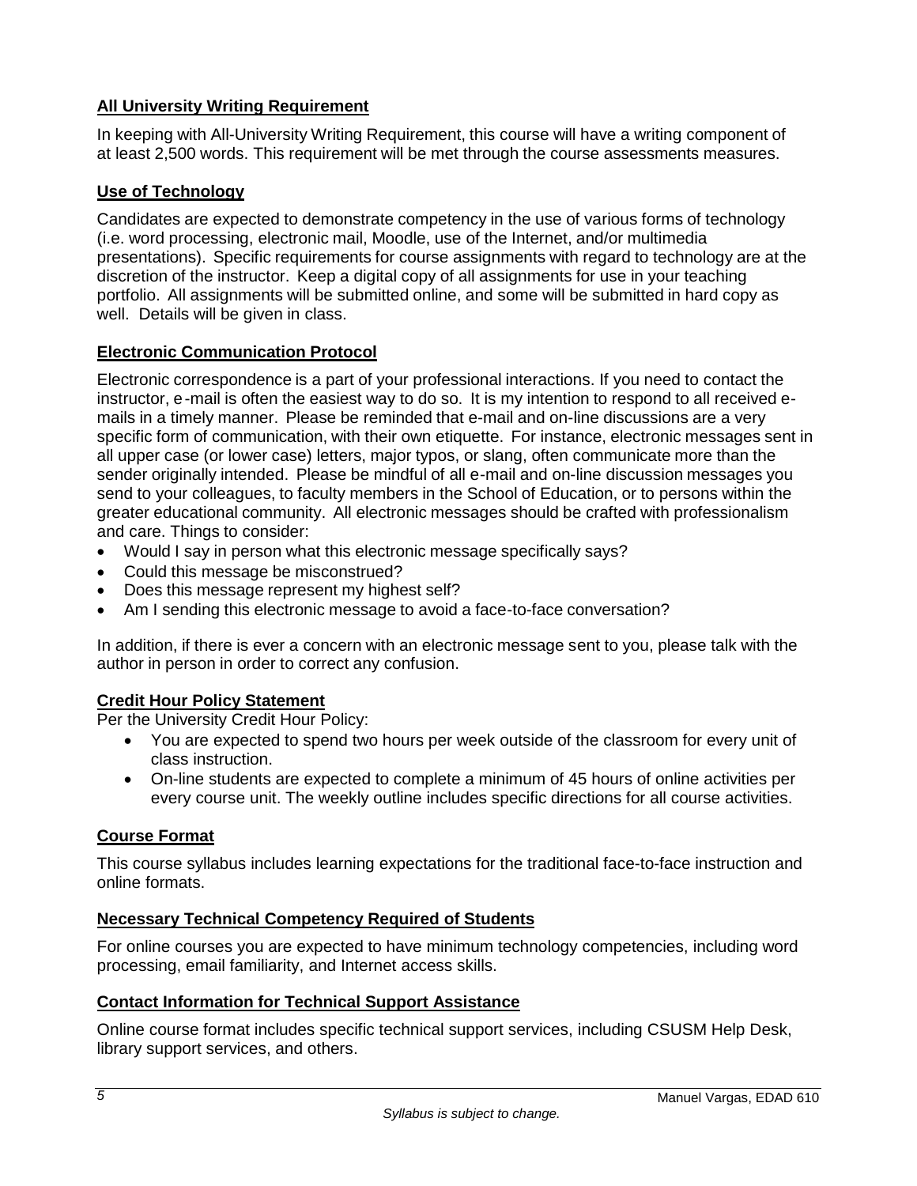## All University Writing Requirement

In keeping with All-University Writing Requirement, this course will have a writing component of at least 2,500 words. This requirement will be met through the course assessments measures.

## Use of Technology

Candidates are expected to demonstrate competency in the use of various forms of technology (i.e. word processing, electronic mail, Moodle, use of the Internet, and/or multimedia presentations). Specific requirements for course assignments with regard to technology are at the discretion of the instructor. Keep a digital copy of all assignments for use in your teaching portfolio. All assignments will be submitted online, and some will be submitted in hard copy as well. Details will be given in class.

## Electronic Communication Protocol

Electronic correspondence is a part of your professional interactions. If you need to contact the instructor, e-mail is often the easiest way to do so. It is my intention to respond to all received e-mails in a timely manner. Please be reminded that e-mail and on-line discussions are a very specific form of communication, with their own etiquette. For instance, electronic messages sent in all upper case (or lower case) letters, major typos, or slang, often communicate more than the sender originally intended. Please be mindful of all e-mail and on-line discussion messages you send to your colleagues, to faculty members in the School of Education, or to persons within the greater educational community. All electronic messages should be crafted with professionalism and care. Things to consider:

- Would I say in person what this electronic message specifically says?
- Could this message be misconstrued?
- Does this message represent my highest self?
- Am I sending this electronic message to avoid a face-to-face conversation?

In addition, if there is ever a concern with an electronic message sent to you, please talk with the author in person in order to correct any confusion.

## Credit Hour Policy Statement

Per the University Credit Hour Policy:

- You are expected to spend two hours per week outside of the classroom for every unit of class instruction.
- On-line students are expected to complete a minimum of 45 hours of online activities per every course unit. The weekly outline includes specific directions for all course activities.

## Course Format

This course syllabus includes learning expectations for the traditional face-to-face instruction and online formats.

## Necessary Technical Competency Required of Students

For online courses you are expected to have minimum technology competencies, including word processing, email familiarity, and Internet access skills.

## Contact Information for Technical Support Assistance

Online course format includes specific technical support services, including CSUSM Help Desk, library support services, and others.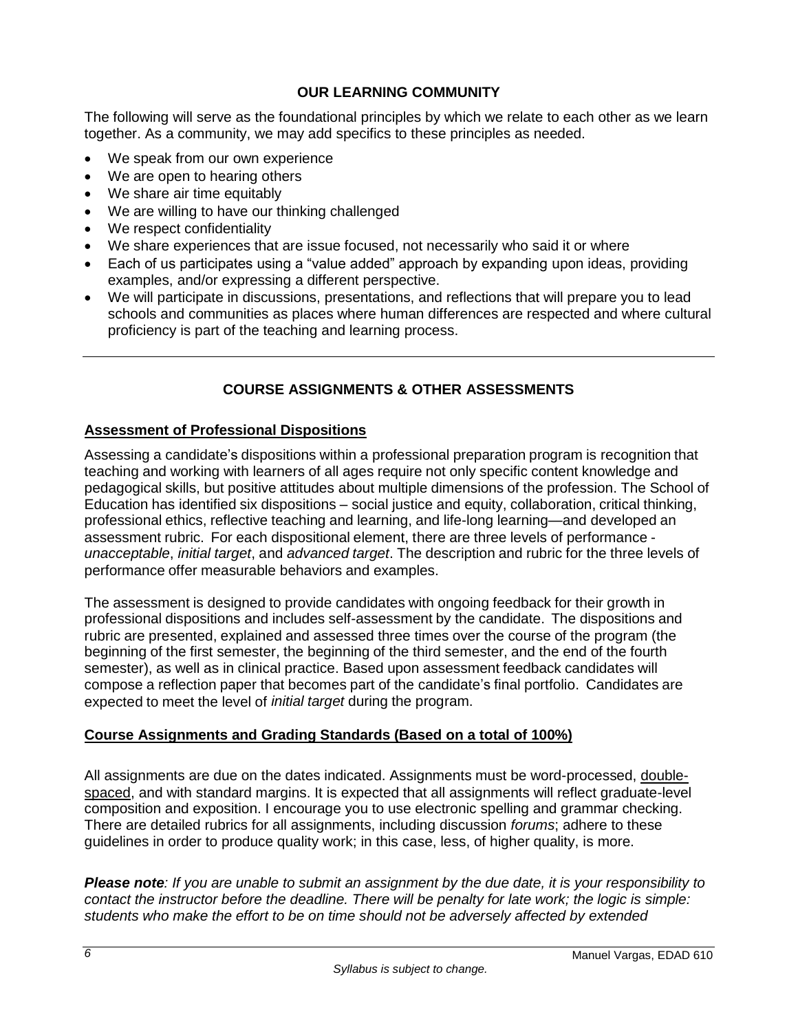## OUR LEARNING COMMUNITY

The following will serve as the foundational principles by which we relate to each other as we learn together. As a community, we may add specifics to these principles as needed.

- We speak from our own experience
- We are open to hearing others
- We share air time equitably
- We are willing to have our thinking challenged
- We respect confidentiality
- We share experiences that are issue focused, not necessarily who said it or where
- Each of us participates using a "value added" approach by expanding upon ideas, providing examples, and/or expressing a different perspective.
- We will participate in discussions, presentations, and reflections that will prepare you to lead schools and communities as places where human differences are respected and where cultural proficiency is part of the teaching and learning process.

---

## COURSE ASSIGNMENTS & OTHER ASSESSMENTS

### Assessment of Professional Dispositions

Assessing a candidate's dispositions within a professional preparation program is recognition that teaching and working with learners of all ages require not only specific content knowledge and pedagogical skills, but positive attitudes about multiple dimensions of the profession. The School of Education has identified six dispositions – social justice and equity, collaboration, critical thinking, professional ethics, reflective teaching and learning, and life-long learning—and developed an assessment rubric. For each dispositional element, there are three levels of performance - *unacceptable*, *initial target*, and *advanced target*. The description and rubric for the three levels of performance offer measurable behaviors and examples.

The assessment is designed to provide candidates with ongoing feedback for their growth in professional dispositions and includes self-assessment by the candidate. The dispositions and rubric are presented, explained and assessed three times over the course of the program (the beginning of the first semester, the beginning of the third semester, and the end of the fourth semester), as well as in clinical practice. Based upon assessment feedback candidates will compose a reflection paper that becomes part of the candidate's final portfolio. Candidates are expected to meet the level of *initial target* during the program.

### Course Assignments and Grading Standards (Based on a total of 100%)

All assignments are due on the dates indicated. Assignments must be word-processed, double-spaced, and with standard margins. It is expected that all assignments will reflect graduate-level composition and exposition. I encourage you to use electronic spelling and grammar checking. There are detailed rubrics for all assignments, including discussion *forums*; adhere to these guidelines in order to produce quality work; in this case, less, of higher quality, is more.

***Please note****: If you are unable to submit an assignment by the due date, it is your responsibility to contact the instructor before the deadline. There will be penalty for late work; the logic is simple: students who make the effort to be on time should not be adversely affected by extended*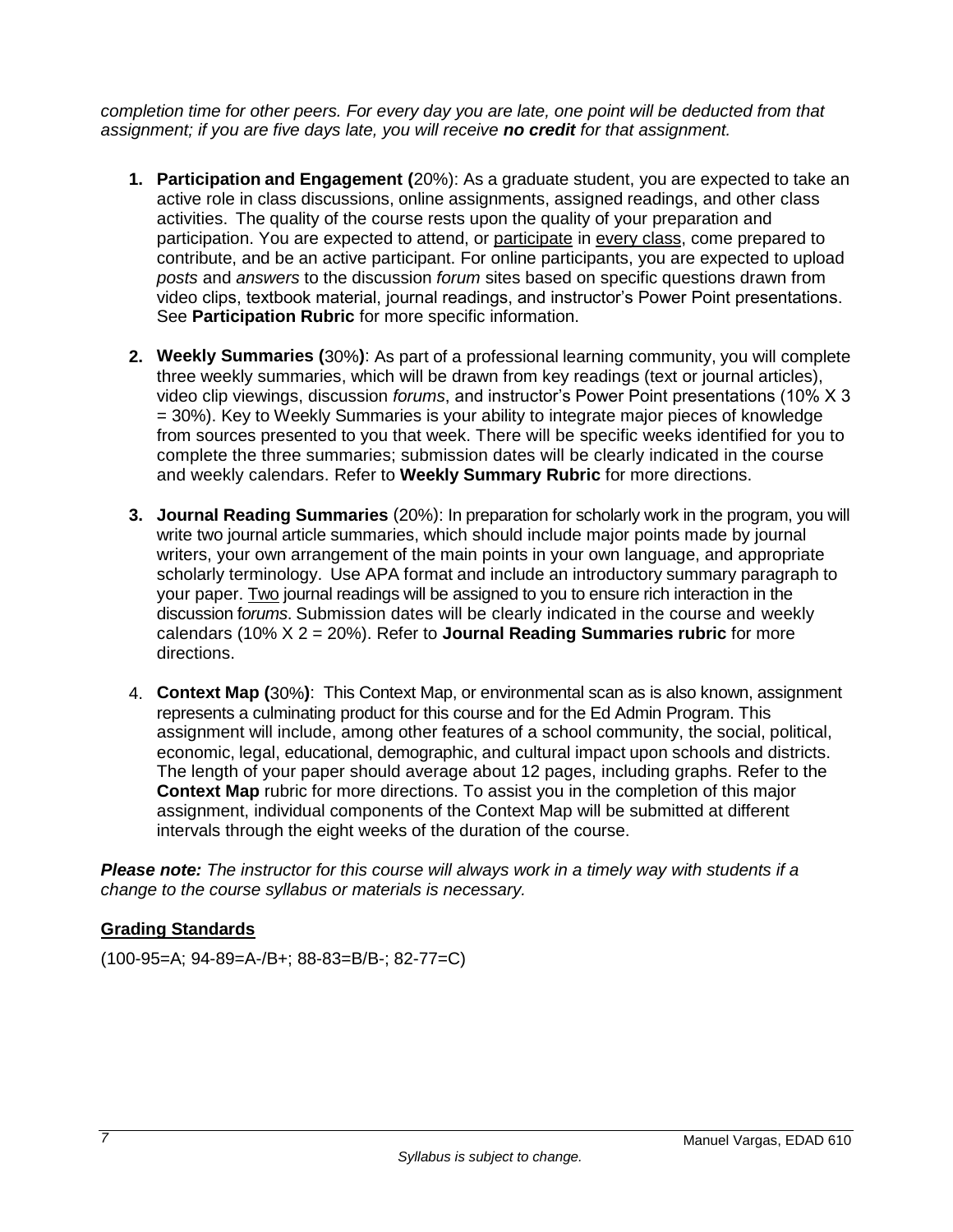*completion time for other peers. For every day you are late, one point will be deducted from that assignment; if you are five days late, you will receive **no credit** for that assignment.*

1. **Participation and Engagement (**20%): As a graduate student, you are expected to take an active role in class discussions, online assignments, assigned readings, and other class activities. The quality of the course rests upon the quality of your preparation and participation. You are expected to attend, or <u>participate</u> in <u>every class</u>, come prepared to contribute, and be an active participant. For online participants, you are expected to upload *posts* and *answers* to the discussion *forum* sites based on specific questions drawn from video clips, textbook material, journal readings, and instructor's Power Point presentations. See **Participation Rubric** for more specific information.

2. **Weekly Summaries (**30%**)**: As part of a professional learning community, you will complete three weekly summaries, which will be drawn from key readings (text or journal articles), video clip viewings, discussion *forums*, and instructor's Power Point presentations (10% X 3 = 30%). Key to Weekly Summaries is your ability to integrate major pieces of knowledge from sources presented to you that week. There will be specific weeks identified for you to complete the three summaries; submission dates will be clearly indicated in the course and weekly calendars. Refer to **Weekly Summary Rubric** for more directions.

3. **Journal Reading Summaries** (20%): In preparation for scholarly work in the program, you will write two journal article summaries, which should include major points made by journal writers, your own arrangement of the main points in your own language, and appropriate scholarly terminology. Use APA format and include an introductory summary paragraph to your paper. <u>Two</u> journal readings will be assigned to you to ensure rich interaction in the discussion f*orums*. Submission dates will be clearly indicated in the course and weekly calendars (10% X 2 = 20%). Refer to **Journal Reading Summaries rubric** for more directions.

4. **Context Map (**30%**)**: This Context Map, or environmental scan as is also known, assignment represents a culminating product for this course and for the Ed Admin Program. This assignment will include, among other features of a school community, the social, political, economic, legal, educational, demographic, and cultural impact upon schools and districts. The length of your paper should average about 12 pages, including graphs. Refer to the **Context Map** rubric for more directions. To assist you in the completion of this major assignment, individual components of the Context Map will be submitted at different intervals through the eight weeks of the duration of the course.

***Please note:*** *The instructor for this course will always work in a timely way with students if a change to the course syllabus or materials is necessary.*

## <u>Grading Standards</u>

(100-95=A; 94-89=A-/B+; 88-83=B/B-; 82-77=C)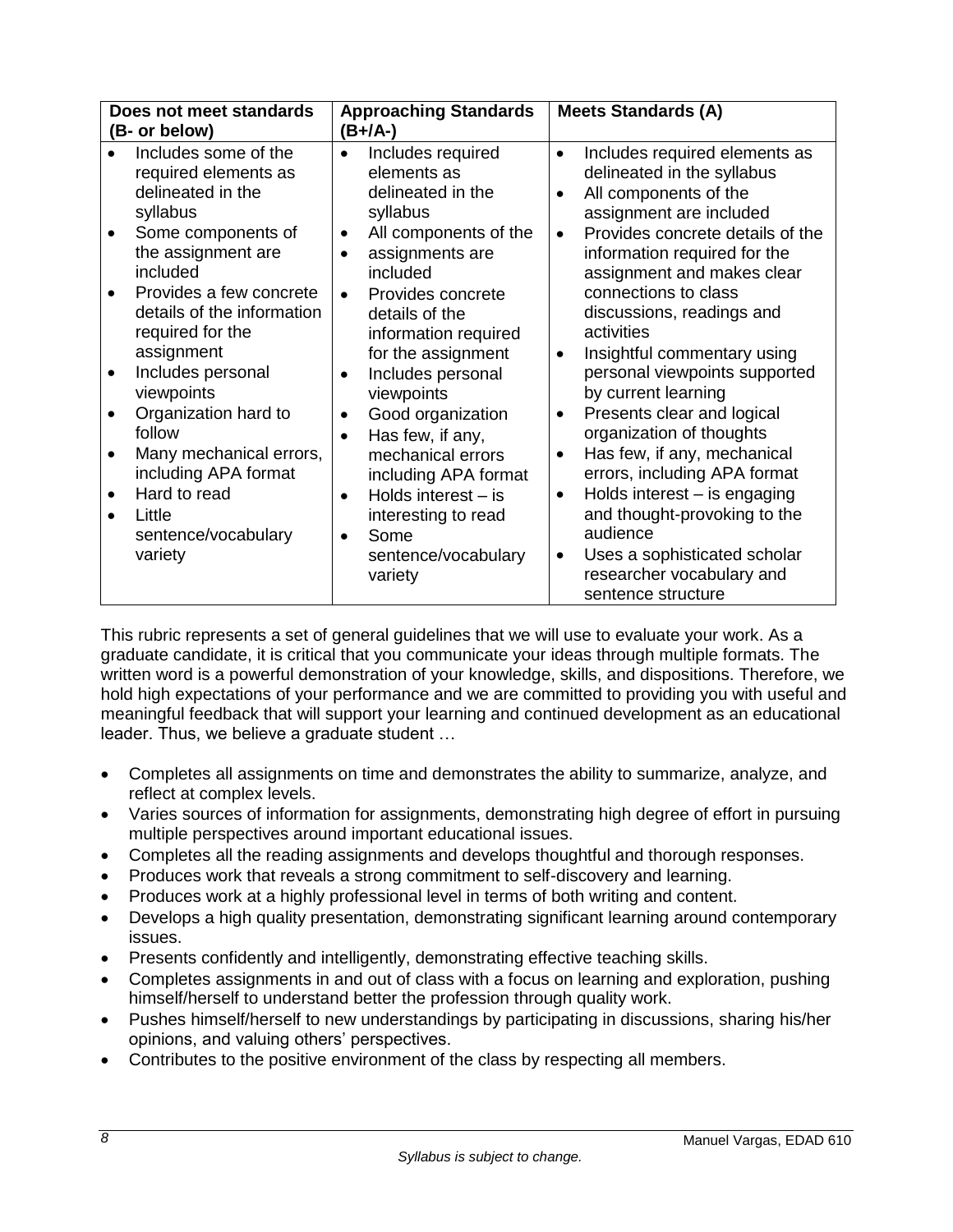| Does not meet standards (B- or below) | Approaching Standards (B+/A-) | Meets Standards (A) |
| --- | --- | --- |
| • Includes some of the required elements as delineated in the syllabus<br>• Some components of the assignment are included<br>• Provides a few concrete details of the information required for the assignment<br>• Includes personal viewpoints<br>• Organization hard to follow<br>• Many mechanical errors, including APA format<br>• Hard to read<br>• Little sentence/vocabulary variety | • Includes required elements as delineated in the syllabus<br>• All components of the<br>• assignments are included<br>• Provides concrete details of the information required for the assignment<br>• Includes personal viewpoints<br>• Good organization<br>• Has few, if any, mechanical errors including APA format<br>• Holds interest – is interesting to read<br>• Some sentence/vocabulary variety | • Includes required elements as delineated in the syllabus<br>• All components of the assignment are included<br>• Provides concrete details of the information required for the assignment and makes clear connections to class discussions, readings and activities<br>• Insightful commentary using personal viewpoints supported by current learning<br>• Presents clear and logical organization of thoughts<br>• Has few, if any, mechanical errors, including APA format<br>• Holds interest – is engaging and thought-provoking to the audience<br>• Uses a sophisticated scholar researcher vocabulary and sentence structure |

This rubric represents a set of general guidelines that we will use to evaluate your work. As a graduate candidate, it is critical that you communicate your ideas through multiple formats. The written word is a powerful demonstration of your knowledge, skills, and dispositions. Therefore, we hold high expectations of your performance and we are committed to providing you with useful and meaningful feedback that will support your learning and continued development as an educational leader. Thus, we believe a graduate student …

- Completes all assignments on time and demonstrates the ability to summarize, analyze, and reflect at complex levels.
- Varies sources of information for assignments, demonstrating high degree of effort in pursuing multiple perspectives around important educational issues.
- Completes all the reading assignments and develops thoughtful and thorough responses.
- Produces work that reveals a strong commitment to self-discovery and learning.
- Produces work at a highly professional level in terms of both writing and content.
- Develops a high quality presentation, demonstrating significant learning around contemporary issues.
- Presents confidently and intelligently, demonstrating effective teaching skills.
- Completes assignments in and out of class with a focus on learning and exploration, pushing himself/herself to understand better the profession through quality work.
- Pushes himself/herself to new understandings by participating in discussions, sharing his/her opinions, and valuing others' perspectives.
- Contributes to the positive environment of the class by respecting all members.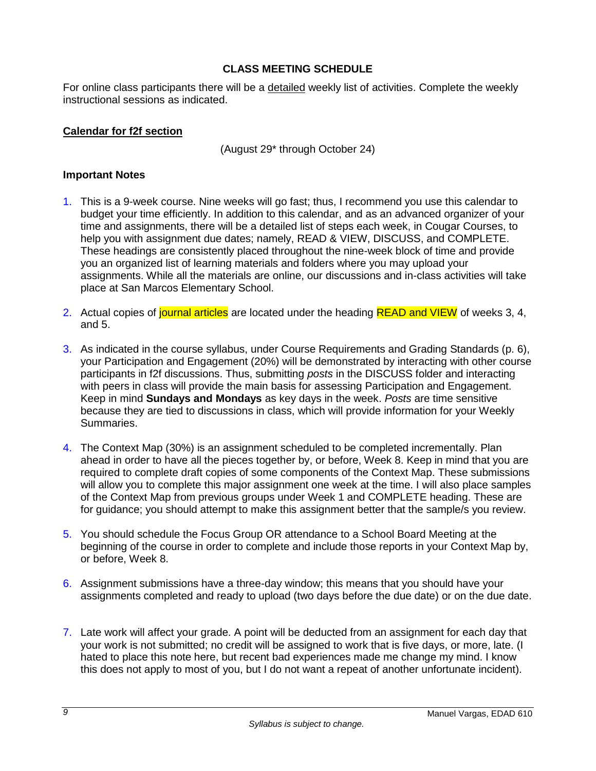## CLASS MEETING SCHEDULE

For online class participants there will be a detailed weekly list of activities. Complete the weekly instructional sessions as indicated.

### Calendar for f2f section

(August 29* through October 24)

### Important Notes

1. This is a 9-week course. Nine weeks will go fast; thus, I recommend you use this calendar to budget your time efficiently. In addition to this calendar, and as an advanced organizer of your time and assignments, there will be a detailed list of steps each week, in Cougar Courses, to help you with assignment due dates; namely, READ & VIEW, DISCUSS, and COMPLETE. These headings are consistently placed throughout the nine-week block of time and provide you an organized list of learning materials and folders where you may upload your assignments. While all the materials are online, our discussions and in-class activities will take place at San Marcos Elementary School.
2. Actual copies of journal articles are located under the heading READ and VIEW of weeks 3, 4, and 5.
3. As indicated in the course syllabus, under Course Requirements and Grading Standards (p. 6), your Participation and Engagement (20%) will be demonstrated by interacting with other course participants in f2f discussions. Thus, submitting *posts* in the DISCUSS folder and interacting with peers in class will provide the main basis for assessing Participation and Engagement. Keep in mind **Sundays and Mondays** as key days in the week. *Posts* are time sensitive because they are tied to discussions in class, which will provide information for your Weekly Summaries.
4. The Context Map (30%) is an assignment scheduled to be completed incrementally. Plan ahead in order to have all the pieces together by, or before, Week 8. Keep in mind that you are required to complete draft copies of some components of the Context Map. These submissions will allow you to complete this major assignment one week at the time. I will also place samples of the Context Map from previous groups under Week 1 and COMPLETE heading. These are for guidance; you should attempt to make this assignment better that the sample/s you review.
5. You should schedule the Focus Group OR attendance to a School Board Meeting at the beginning of the course in order to complete and include those reports in your Context Map by, or before, Week 8.
6. Assignment submissions have a three-day window; this means that you should have your assignments completed and ready to upload (two days before the due date) or on the due date.
7. Late work will affect your grade. A point will be deducted from an assignment for each day that your work is not submitted; no credit will be assigned to work that is five days, or more, late. (I hated to place this note here, but recent bad experiences made me change my mind. I know this does not apply to most of you, but I do not want a repeat of another unfortunate incident).

*Syllabus is subject to change.*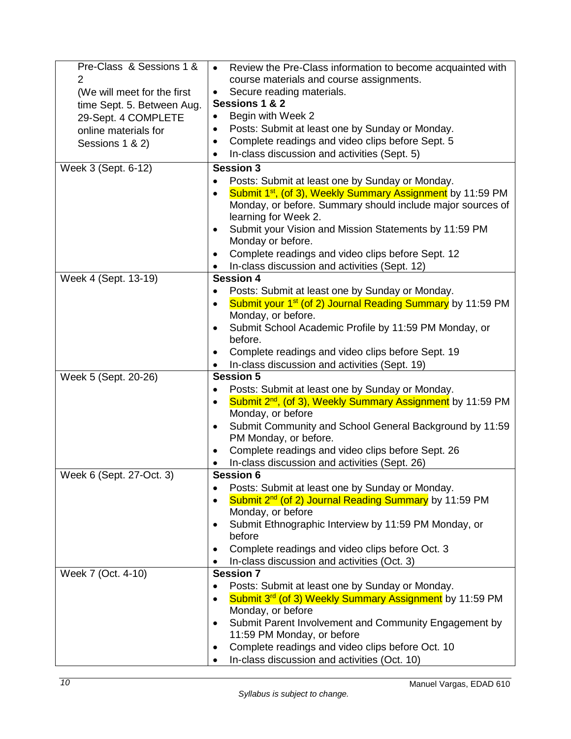| Pre-Class & Sessions 1 & 2 (We will meet for the first time Sept. 5. Between Aug. 29-Sept. 4 COMPLETE online materials for Sessions 1 & 2) | • Review the Pre-Class information to become acquainted with course materials and course assignments.<br>• Secure reading materials.<br>**Sessions 1 & 2**<br>• Begin with Week 2<br>• Posts: Submit at least one by Sunday or Monday.<br>• Complete readings and video clips before Sept. 5<br>• In-class discussion and activities (Sept. 5) |
|---|---|
| Week 3 (Sept. 6-12) | **Session 3**<br>• Posts: Submit at least one by Sunday or Monday.<br>• Submit 1st, (of 3), Weekly Summary Assignment by 11:59 PM Monday, or before. Summary should include major sources of learning for Week 2.<br>• Submit your Vision and Mission Statements by 11:59 PM Monday or before.<br>• Complete readings and video clips before Sept. 12<br>• In-class discussion and activities (Sept. 12) |
| Week 4 (Sept. 13-19) | **Session 4**<br>• Posts: Submit at least one by Sunday or Monday.<br>• Submit your 1st (of 2) Journal Reading Summary by 11:59 PM Monday, or before.<br>• Submit School Academic Profile by 11:59 PM Monday, or before.<br>• Complete readings and video clips before Sept. 19<br>• In-class discussion and activities (Sept. 19) |
| Week 5 (Sept. 20-26) | **Session 5**<br>• Posts: Submit at least one by Sunday or Monday.<br>• Submit 2nd, (of 3), Weekly Summary Assignment by 11:59 PM Monday, or before<br>• Submit Community and School General Background by 11:59 PM Monday, or before.<br>• Complete readings and video clips before Sept. 26<br>• In-class discussion and activities (Sept. 26) |
| Week 6 (Sept. 27-Oct. 3) | **Session 6**<br>• Posts: Submit at least one by Sunday or Monday.<br>• Submit 2nd (of 2) Journal Reading Summary by 11:59 PM Monday, or before<br>• Submit Ethnographic Interview by 11:59 PM Monday, or before<br>• Complete readings and video clips before Oct. 3<br>• In-class discussion and activities (Oct. 3) |
| Week 7 (Oct. 4-10) | **Session 7**<br>• Posts: Submit at least one by Sunday or Monday.<br>• Submit 3rd (of 3) Weekly Summary Assignment by 11:59 PM Monday, or before<br>• Submit Parent Involvement and Community Engagement by 11:59 PM Monday, or before<br>• Complete readings and video clips before Oct. 10<br>• In-class discussion and activities (Oct. 10) |

*Syllabus is subject to change.*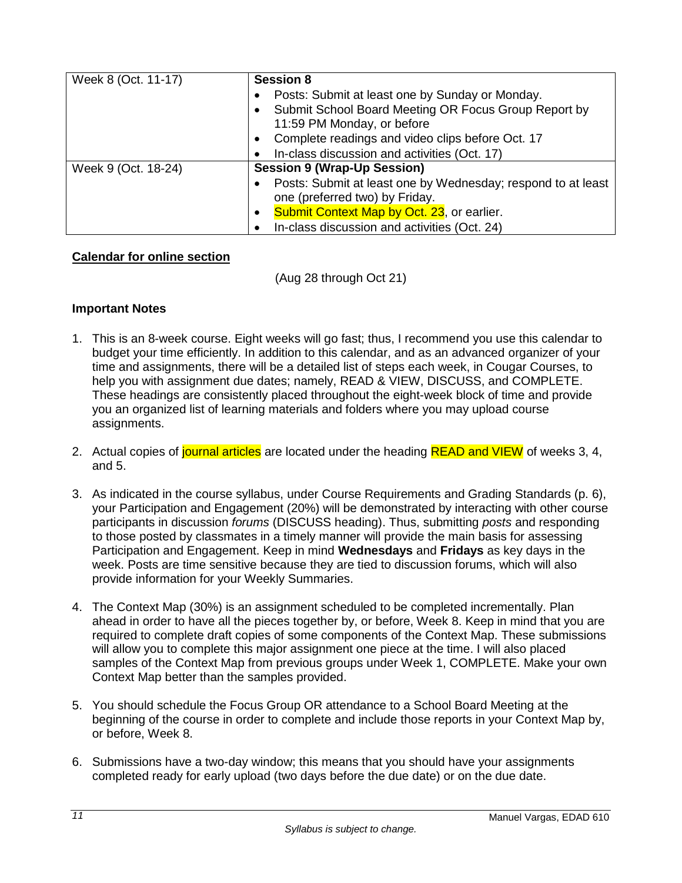| Week 8 (Oct. 11-17) | **Session 8**<br>• Posts: Submit at least one by Sunday or Monday.<br>• Submit School Board Meeting OR Focus Group Report by 11:59 PM Monday, or before<br>• Complete readings and video clips before Oct. 17<br>• In-class discussion and activities (Oct. 17) |
|---|---|
| Week 9 (Oct. 18-24) | **Session 9 (Wrap-Up Session)**<br>• Posts: Submit at least one by Wednesday; respond to at least one (preferred two) by Friday.<br>• Submit Context Map by Oct. 23, or earlier.<br>• In-class discussion and activities (Oct. 24) |

**Calendar for online section**

(Aug 28 through Oct 21)

**Important Notes**

1. This is an 8-week course. Eight weeks will go fast; thus, I recommend you use this calendar to budget your time efficiently. In addition to this calendar, and as an advanced organizer of your time and assignments, there will be a detailed list of steps each week, in Cougar Courses, to help you with assignment due dates; namely, READ & VIEW, DISCUSS, and COMPLETE. These headings are consistently placed throughout the eight-week block of time and provide you an organized list of learning materials and folders where you may upload course assignments.

2. Actual copies of journal articles are located under the heading READ and VIEW of weeks 3, 4, and 5.

3. As indicated in the course syllabus, under Course Requirements and Grading Standards (p. 6), your Participation and Engagement (20%) will be demonstrated by interacting with other course participants in discussion *forums* (DISCUSS heading). Thus, submitting *posts* and responding to those posted by classmates in a timely manner will provide the main basis for assessing Participation and Engagement. Keep in mind **Wednesdays** and **Fridays** as key days in the week. Posts are time sensitive because they are tied to discussion forums, which will also provide information for your Weekly Summaries.

4. The Context Map (30%) is an assignment scheduled to be completed incrementally. Plan ahead in order to have all the pieces together by, or before, Week 8. Keep in mind that you are required to complete draft copies of some components of the Context Map. These submissions will allow you to complete this major assignment one piece at the time. I will also placed samples of the Context Map from previous groups under Week 1, COMPLETE. Make your own Context Map better than the samples provided.

5. You should schedule the Focus Group OR attendance to a School Board Meeting at the beginning of the course in order to complete and include those reports in your Context Map by, or before, Week 8.

6. Submissions have a two-day window; this means that you should have your assignments completed ready for early upload (two days before the due date) or on the due date.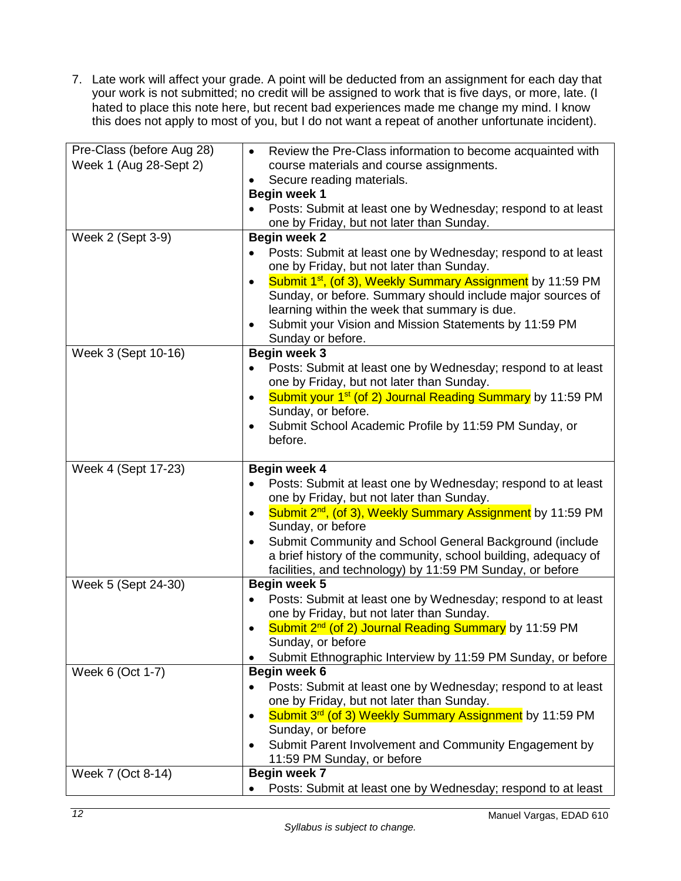7. Late work will affect your grade. A point will be deducted from an assignment for each day that your work is not submitted; no credit will be assigned to work that is five days, or more, late. (I hated to place this note here, but recent bad experiences made me change my mind. I know this does not apply to most of you, but I do not want a repeat of another unfortunate incident).

| | |
|---|---|
| Pre-Class (before Aug 28)<br>Week 1 (Aug 28-Sept 2) | • Review the Pre-Class information to become acquainted with course materials and course assignments.<br>• Secure reading materials.<br>**Begin week 1**<br>• Posts: Submit at least one by Wednesday; respond to at least one by Friday, but not later than Sunday. |
| Week 2 (Sept 3-9) | **Begin week 2**<br>• Posts: Submit at least one by Wednesday; respond to at least one by Friday, but not later than Sunday.<br>• Submit 1st, (of 3), Weekly Summary Assignment by 11:59 PM Sunday, or before. Summary should include major sources of learning within the week that summary is due.<br>• Submit your Vision and Mission Statements by 11:59 PM Sunday or before. |
| Week 3 (Sept 10-16) | **Begin week 3**<br>• Posts: Submit at least one by Wednesday; respond to at least one by Friday, but not later than Sunday.<br>• Submit your 1st (of 2) Journal Reading Summary by 11:59 PM Sunday, or before.<br>• Submit School Academic Profile by 11:59 PM Sunday, or before. |
| Week 4 (Sept 17-23) | **Begin week 4**<br>• Posts: Submit at least one by Wednesday; respond to at least one by Friday, but not later than Sunday.<br>• Submit 2nd, (of 3), Weekly Summary Assignment by 11:59 PM Sunday, or before<br>• Submit Community and School General Background (include a brief history of the community, school building, adequacy of facilities, and technology) by 11:59 PM Sunday, or before |
| Week 5 (Sept 24-30) | **Begin week 5**<br>• Posts: Submit at least one by Wednesday; respond to at least one by Friday, but not later than Sunday.<br>• Submit 2nd (of 2) Journal Reading Summary by 11:59 PM Sunday, or before<br>• Submit Ethnographic Interview by 11:59 PM Sunday, or before |
| Week 6 (Oct 1-7) | **Begin week 6**<br>• Posts: Submit at least one by Wednesday; respond to at least one by Friday, but not later than Sunday.<br>• Submit 3rd (of 3) Weekly Summary Assignment by 11:59 PM Sunday, or before<br>• Submit Parent Involvement and Community Engagement by 11:59 PM Sunday, or before |
| Week 7 (Oct 8-14) | **Begin week 7**<br>• Posts: Submit at least one by Wednesday; respond to at least |

*Syllabus is subject to change.*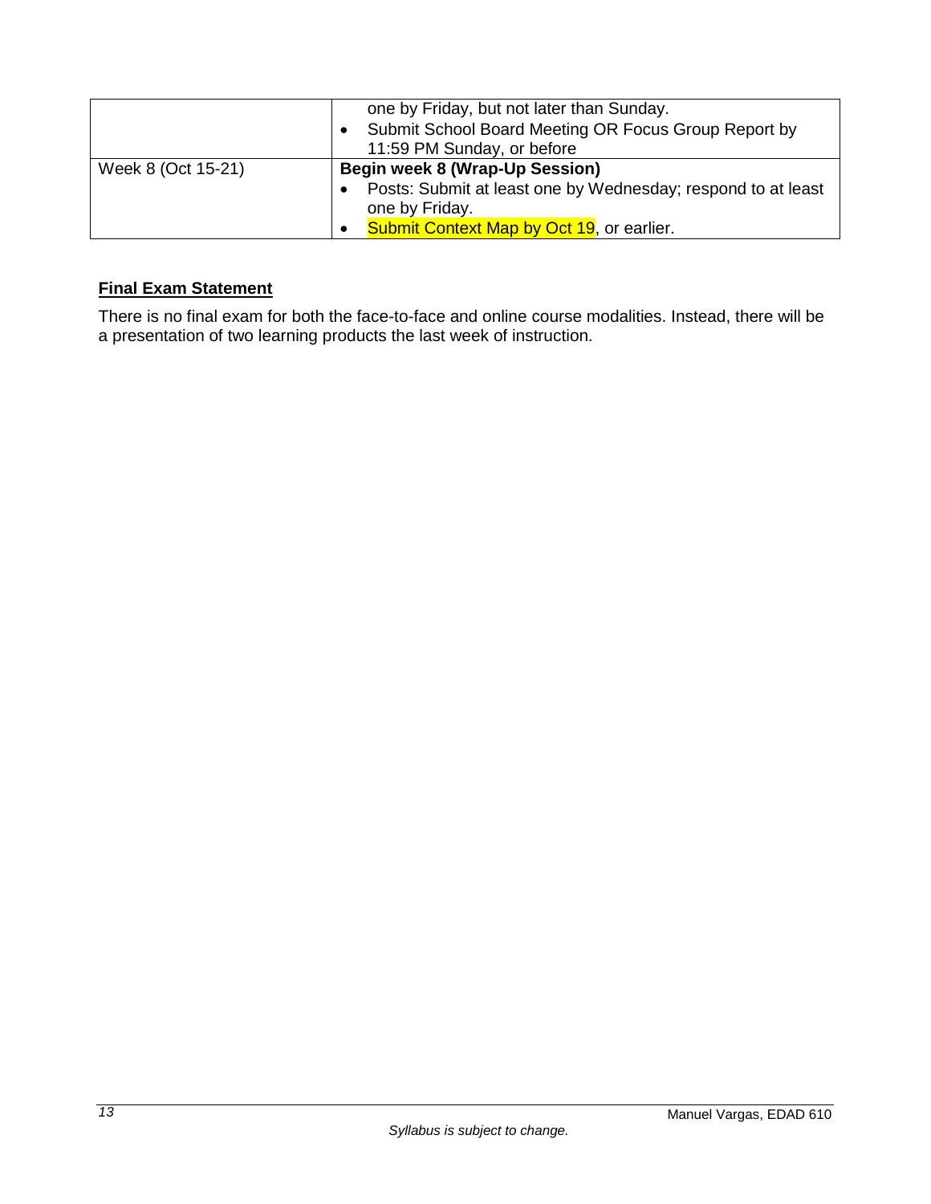| | |
|---|---|
| | one by Friday, but not later than Sunday.<br>• Submit School Board Meeting OR Focus Group Report by 11:59 PM Sunday, or before |
| Week 8 (Oct 15-21) | **Begin week 8 (Wrap-Up Session)**<br>• Posts: Submit at least one by Wednesday; respond to at least one by Friday.<br>• Submit Context Map by Oct 19, or earlier. |

**Final Exam Statement**

There is no final exam for both the face-to-face and online course modalities. Instead, there will be a presentation of two learning products the last week of instruction.